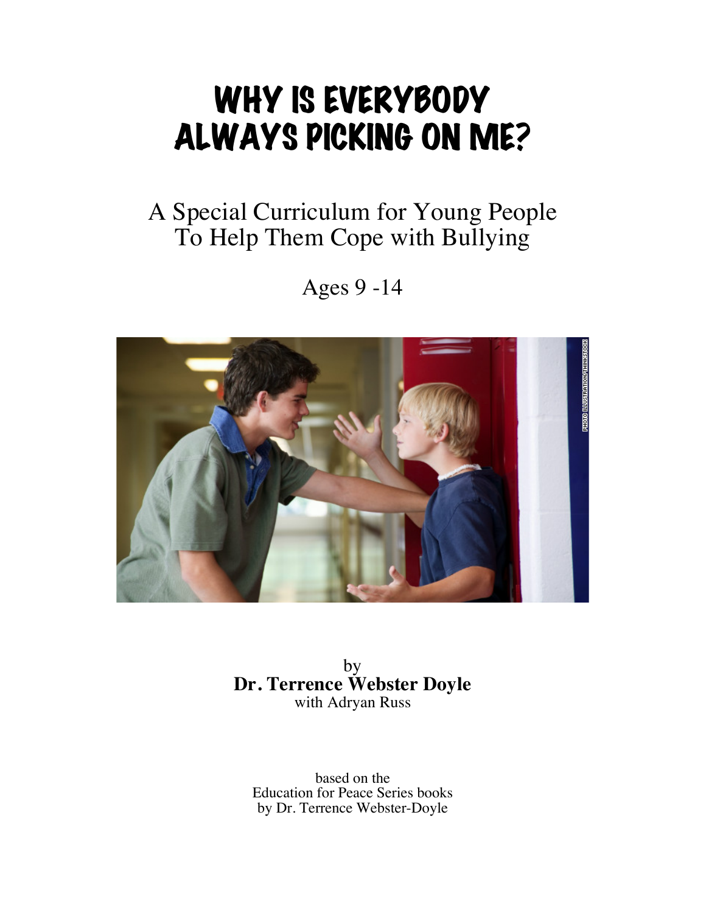# WHY IS EVERYBODY ALWAYS PICKING ON ME?

## A Special Curriculum for Young People To Help Them Cope with Bullying

Ages 9 -14

by
**Dr. Terrence Webster Doyle**
with Adryan Russ

based on the
Education for Peace Series books
by Dr. Terrence Webster-Doyle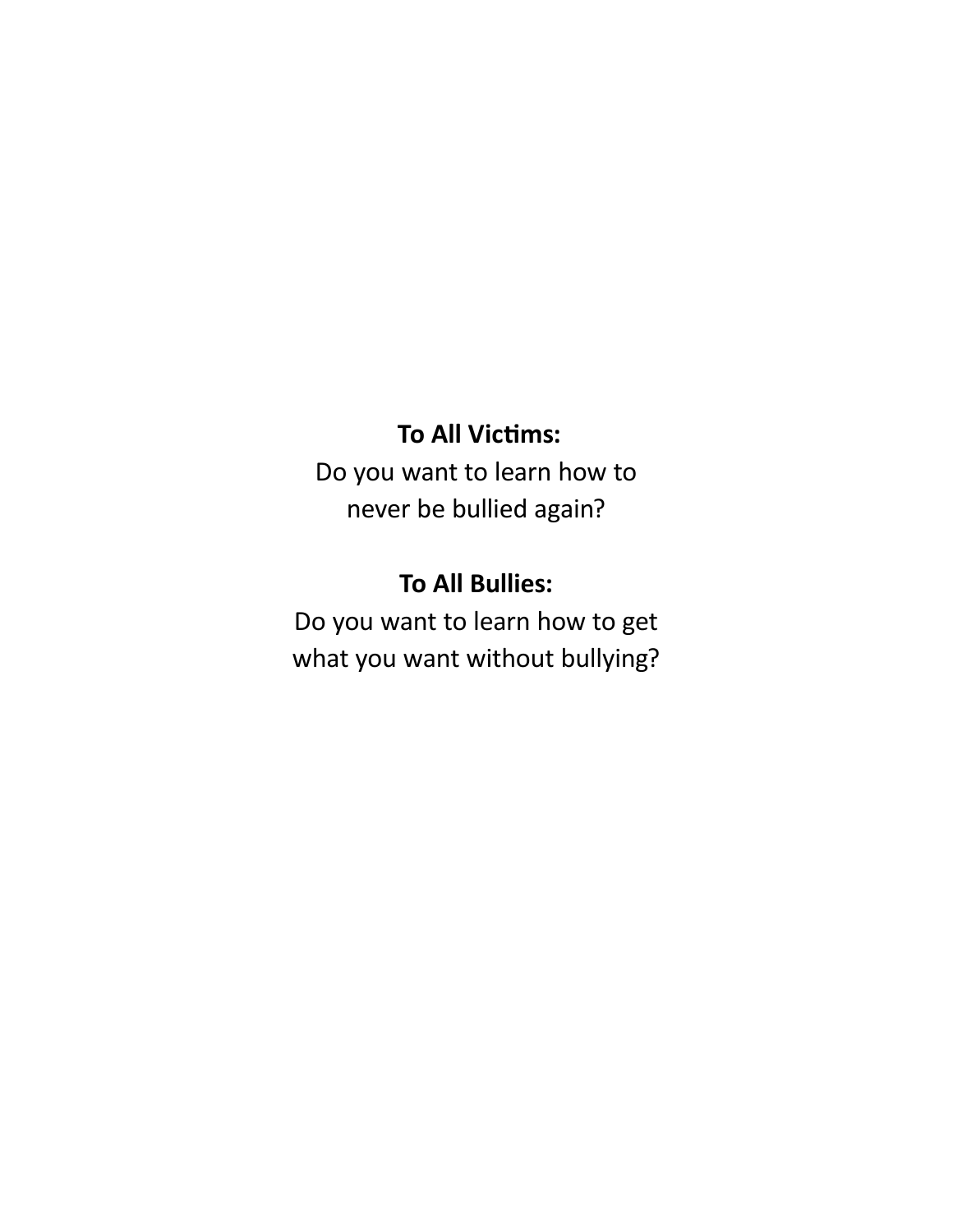**To All Victims:**
Do you want to learn how to
never be bullied again?

**To All Bullies:**
Do you want to learn how to get
what you want without bullying?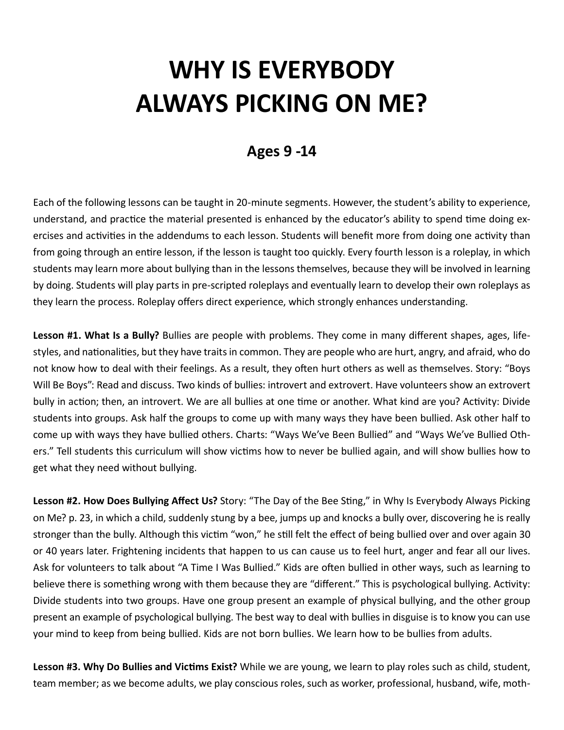# WHY IS EVERYBODY ALWAYS PICKING ON ME?

## Ages 9 -14

Each of the following lessons can be taught in 20-minute segments. However, the student's ability to experience, understand, and practice the material presented is enhanced by the educator's ability to spend time doing exercises and activities in the addendums to each lesson. Students will benefit more from doing one activity than from going through an entire lesson, if the lesson is taught too quickly. Every fourth lesson is a roleplay, in which students may learn more about bullying than in the lessons themselves, because they will be involved in learning by doing. Students will play parts in pre-scripted roleplays and eventually learn to develop their own roleplays as they learn the process. Roleplay offers direct experience, which strongly enhances understanding.

**Lesson #1. What Is a Bully?** Bullies are people with problems. They come in many different shapes, ages, lifestyles, and nationalities, but they have traits in common. They are people who are hurt, angry, and afraid, who do not know how to deal with their feelings. As a result, they often hurt others as well as themselves. Story: "Boys Will Be Boys": Read and discuss. Two kinds of bullies: introvert and extrovert. Have volunteers show an extrovert bully in action; then, an introvert. We are all bullies at one time or another. What kind are you? Activity: Divide students into groups. Ask half the groups to come up with many ways they have been bullied. Ask other half to come up with ways they have bullied others. Charts: "Ways We've Been Bullied" and "Ways We've Bullied Others." Tell students this curriculum will show victims how to never be bullied again, and will show bullies how to get what they need without bullying.

**Lesson #2. How Does Bullying Affect Us?** Story: "The Day of the Bee Sting," in Why Is Everybody Always Picking on Me? p. 23, in which a child, suddenly stung by a bee, jumps up and knocks a bully over, discovering he is really stronger than the bully. Although this victim "won," he still felt the effect of being bullied over and over again 30 or 40 years later. Frightening incidents that happen to us can cause us to feel hurt, anger and fear all our lives. Ask for volunteers to talk about "A Time I Was Bullied." Kids are often bullied in other ways, such as learning to believe there is something wrong with them because they are "different." This is psychological bullying. Activity: Divide students into two groups. Have one group present an example of physical bullying, and the other group present an example of psychological bullying. The best way to deal with bullies in disguise is to know you can use your mind to keep from being bullied. Kids are not born bullies. We learn how to be bullies from adults.

**Lesson #3. Why Do Bullies and Victims Exist?** While we are young, we learn to play roles such as child, student, team member; as we become adults, we play conscious roles, such as worker, professional, husband, wife, moth-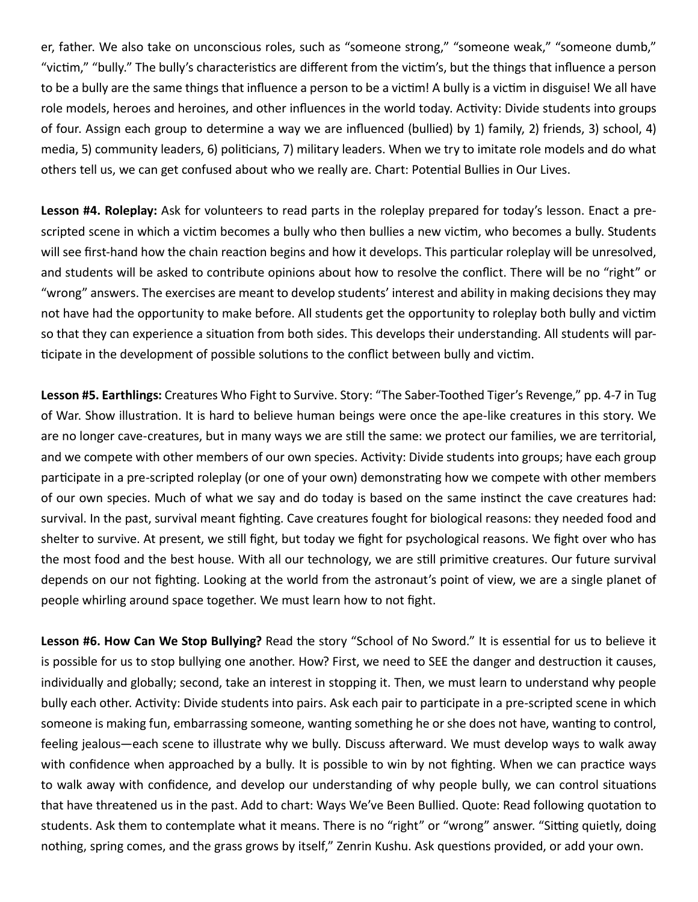er, father. We also take on unconscious roles, such as "someone strong," "someone weak," "someone dumb," "victim," "bully." The bully's characteristics are different from the victim's, but the things that influence a person to be a bully are the same things that influence a person to be a victim! A bully is a victim in disguise! We all have role models, heroes and heroines, and other influences in the world today. Activity: Divide students into groups of four. Assign each group to determine a way we are influenced (bullied) by 1) family, 2) friends, 3) school, 4) media, 5) community leaders, 6) politicians, 7) military leaders. When we try to imitate role models and do what others tell us, we can get confused about who we really are. Chart: Potential Bullies in Our Lives.

**Lesson #4. Roleplay:** Ask for volunteers to read parts in the roleplay prepared for today's lesson. Enact a pre-scripted scene in which a victim becomes a bully who then bullies a new victim, who becomes a bully. Students will see first-hand how the chain reaction begins and how it develops. This particular roleplay will be unresolved, and students will be asked to contribute opinions about how to resolve the conflict. There will be no "right" or "wrong" answers. The exercises are meant to develop students' interest and ability in making decisions they may not have had the opportunity to make before. All students get the opportunity to roleplay both bully and victim so that they can experience a situation from both sides. This develops their understanding. All students will participate in the development of possible solutions to the conflict between bully and victim.

**Lesson #5. Earthlings:** Creatures Who Fight to Survive. Story: "The Saber-Toothed Tiger's Revenge," pp. 4-7 in Tug of War. Show illustration. It is hard to believe human beings were once the ape-like creatures in this story. We are no longer cave-creatures, but in many ways we are still the same: we protect our families, we are territorial, and we compete with other members of our own species. Activity: Divide students into groups; have each group participate in a pre-scripted roleplay (or one of your own) demonstrating how we compete with other members of our own species. Much of what we say and do today is based on the same instinct the cave creatures had: survival. In the past, survival meant fighting. Cave creatures fought for biological reasons: they needed food and shelter to survive. At present, we still fight, but today we fight for psychological reasons. We fight over who has the most food and the best house. With all our technology, we are still primitive creatures. Our future survival depends on our not fighting. Looking at the world from the astronaut's point of view, we are a single planet of people whirling around space together. We must learn how to not fight.

**Lesson #6. How Can We Stop Bullying?** Read the story "School of No Sword." It is essential for us to believe it is possible for us to stop bullying one another. How? First, we need to SEE the danger and destruction it causes, individually and globally; second, take an interest in stopping it. Then, we must learn to understand why people bully each other. Activity: Divide students into pairs. Ask each pair to participate in a pre-scripted scene in which someone is making fun, embarrassing someone, wanting something he or she does not have, wanting to control, feeling jealous—each scene to illustrate why we bully. Discuss afterward. We must develop ways to walk away with confidence when approached by a bully. It is possible to win by not fighting. When we can practice ways to walk away with confidence, and develop our understanding of why people bully, we can control situations that have threatened us in the past. Add to chart: Ways We've Been Bullied. Quote: Read following quotation to students. Ask them to contemplate what it means. There is no "right" or "wrong" answer. "Sitting quietly, doing nothing, spring comes, and the grass grows by itself," Zenrin Kushu. Ask questions provided, or add your own.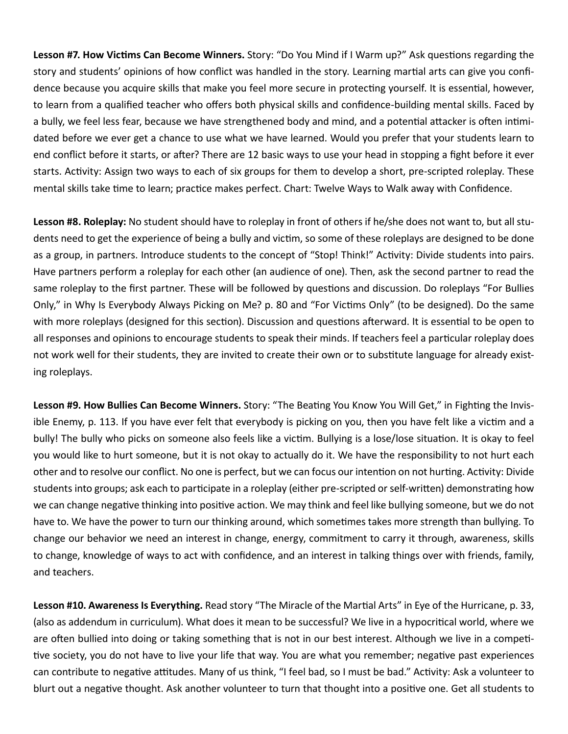**Lesson #7. How Victims Can Become Winners.** Story: "Do You Mind if I Warm up?" Ask questions regarding the story and students' opinions of how conflict was handled in the story. Learning martial arts can give you confidence because you acquire skills that make you feel more secure in protecting yourself. It is essential, however, to learn from a qualified teacher who offers both physical skills and confidence-building mental skills. Faced by a bully, we feel less fear, because we have strengthened body and mind, and a potential attacker is often intimidated before we ever get a chance to use what we have learned. Would you prefer that your students learn to end conflict before it starts, or after? There are 12 basic ways to use your head in stopping a fight before it ever starts. Activity: Assign two ways to each of six groups for them to develop a short, pre-scripted roleplay. These mental skills take time to learn; practice makes perfect. Chart: Twelve Ways to Walk away with Confidence.

**Lesson #8. Roleplay:** No student should have to roleplay in front of others if he/she does not want to, but all students need to get the experience of being a bully and victim, so some of these roleplays are designed to be done as a group, in partners. Introduce students to the concept of "Stop! Think!" Activity: Divide students into pairs. Have partners perform a roleplay for each other (an audience of one). Then, ask the second partner to read the same roleplay to the first partner. These will be followed by questions and discussion. Do roleplays "For Bullies Only," in Why Is Everybody Always Picking on Me? p. 80 and "For Victims Only" (to be designed). Do the same with more roleplays (designed for this section). Discussion and questions afterward. It is essential to be open to all responses and opinions to encourage students to speak their minds. If teachers feel a particular roleplay does not work well for their students, they are invited to create their own or to substitute language for already existing roleplays.

**Lesson #9. How Bullies Can Become Winners.** Story: "The Beating You Know You Will Get," in Fighting the Invisible Enemy, p. 113. If you have ever felt that everybody is picking on you, then you have felt like a victim and a bully! The bully who picks on someone also feels like a victim. Bullying is a lose/lose situation. It is okay to feel you would like to hurt someone, but it is not okay to actually do it. We have the responsibility to not hurt each other and to resolve our conflict. No one is perfect, but we can focus our intention on not hurting. Activity: Divide students into groups; ask each to participate in a roleplay (either pre-scripted or self-written) demonstrating how we can change negative thinking into positive action. We may think and feel like bullying someone, but we do not have to. We have the power to turn our thinking around, which sometimes takes more strength than bullying. To change our behavior we need an interest in change, energy, commitment to carry it through, awareness, skills to change, knowledge of ways to act with confidence, and an interest in talking things over with friends, family, and teachers.

**Lesson #10. Awareness Is Everything.** Read story "The Miracle of the Martial Arts" in Eye of the Hurricane, p. 33, (also as addendum in curriculum). What does it mean to be successful? We live in a hypocritical world, where we are often bullied into doing or taking something that is not in our best interest. Although we live in a competitive society, you do not have to live your life that way. You are what you remember; negative past experiences can contribute to negative attitudes. Many of us think, "I feel bad, so I must be bad." Activity: Ask a volunteer to blurt out a negative thought. Ask another volunteer to turn that thought into a positive one. Get all students to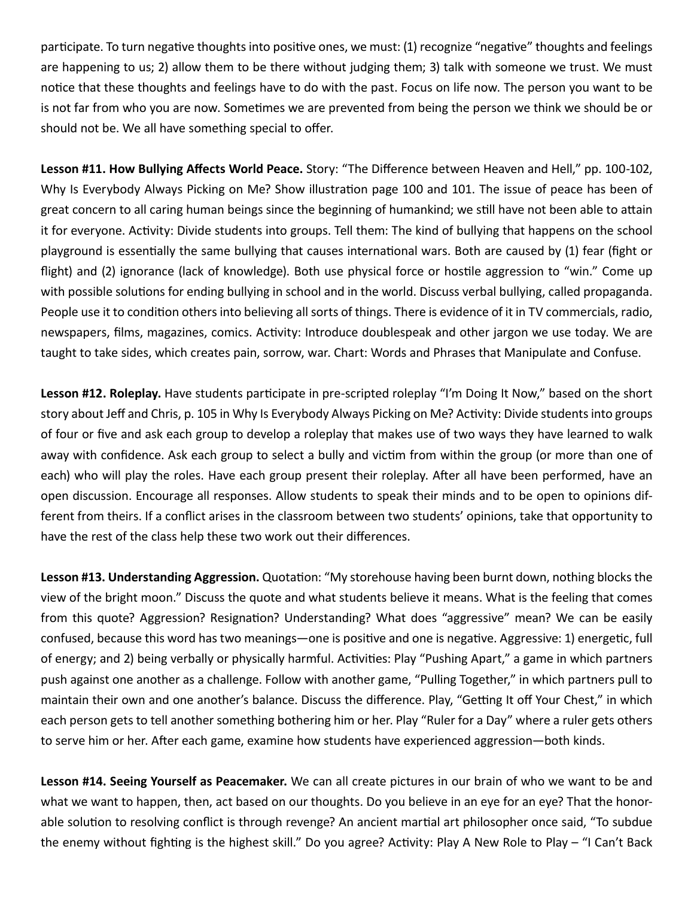participate. To turn negative thoughts into positive ones, we must: (1) recognize "negative" thoughts and feelings are happening to us; 2) allow them to be there without judging them; 3) talk with someone we trust. We must notice that these thoughts and feelings have to do with the past. Focus on life now. The person you want to be is not far from who you are now. Sometimes we are prevented from being the person we think we should be or should not be. We all have something special to offer.

**Lesson #11. How Bullying Affects World Peace.** Story: "The Difference between Heaven and Hell," pp. 100-102, Why Is Everybody Always Picking on Me? Show illustration page 100 and 101. The issue of peace has been of great concern to all caring human beings since the beginning of humankind; we still have not been able to attain it for everyone. Activity: Divide students into groups. Tell them: The kind of bullying that happens on the school playground is essentially the same bullying that causes international wars. Both are caused by (1) fear (fight or flight) and (2) ignorance (lack of knowledge). Both use physical force or hostile aggression to "win." Come up with possible solutions for ending bullying in school and in the world. Discuss verbal bullying, called propaganda. People use it to condition others into believing all sorts of things. There is evidence of it in TV commercials, radio, newspapers, films, magazines, comics. Activity: Introduce doublespeak and other jargon we use today. We are taught to take sides, which creates pain, sorrow, war. Chart: Words and Phrases that Manipulate and Confuse.

**Lesson #12. Roleplay.** Have students participate in pre-scripted roleplay "I'm Doing It Now," based on the short story about Jeff and Chris, p. 105 in Why Is Everybody Always Picking on Me? Activity: Divide students into groups of four or five and ask each group to develop a roleplay that makes use of two ways they have learned to walk away with confidence. Ask each group to select a bully and victim from within the group (or more than one of each) who will play the roles. Have each group present their roleplay. After all have been performed, have an open discussion. Encourage all responses. Allow students to speak their minds and to be open to opinions different from theirs. If a conflict arises in the classroom between two students' opinions, take that opportunity to have the rest of the class help these two work out their differences.

**Lesson #13. Understanding Aggression.** Quotation: "My storehouse having been burnt down, nothing blocks the view of the bright moon." Discuss the quote and what students believe it means. What is the feeling that comes from this quote? Aggression? Resignation? Understanding? What does "aggressive" mean? We can be easily confused, because this word has two meanings—one is positive and one is negative. Aggressive: 1) energetic, full of energy; and 2) being verbally or physically harmful. Activities: Play "Pushing Apart," a game in which partners push against one another as a challenge. Follow with another game, "Pulling Together," in which partners pull to maintain their own and one another's balance. Discuss the difference. Play, "Getting It off Your Chest," in which each person gets to tell another something bothering him or her. Play "Ruler for a Day" where a ruler gets others to serve him or her. After each game, examine how students have experienced aggression—both kinds.

**Lesson #14. Seeing Yourself as Peacemaker.** We can all create pictures in our brain of who we want to be and what we want to happen, then, act based on our thoughts. Do you believe in an eye for an eye? That the honorable solution to resolving conflict is through revenge? An ancient martial art philosopher once said, "To subdue the enemy without fighting is the highest skill." Do you agree? Activity: Play A New Role to Play – "I Can't Back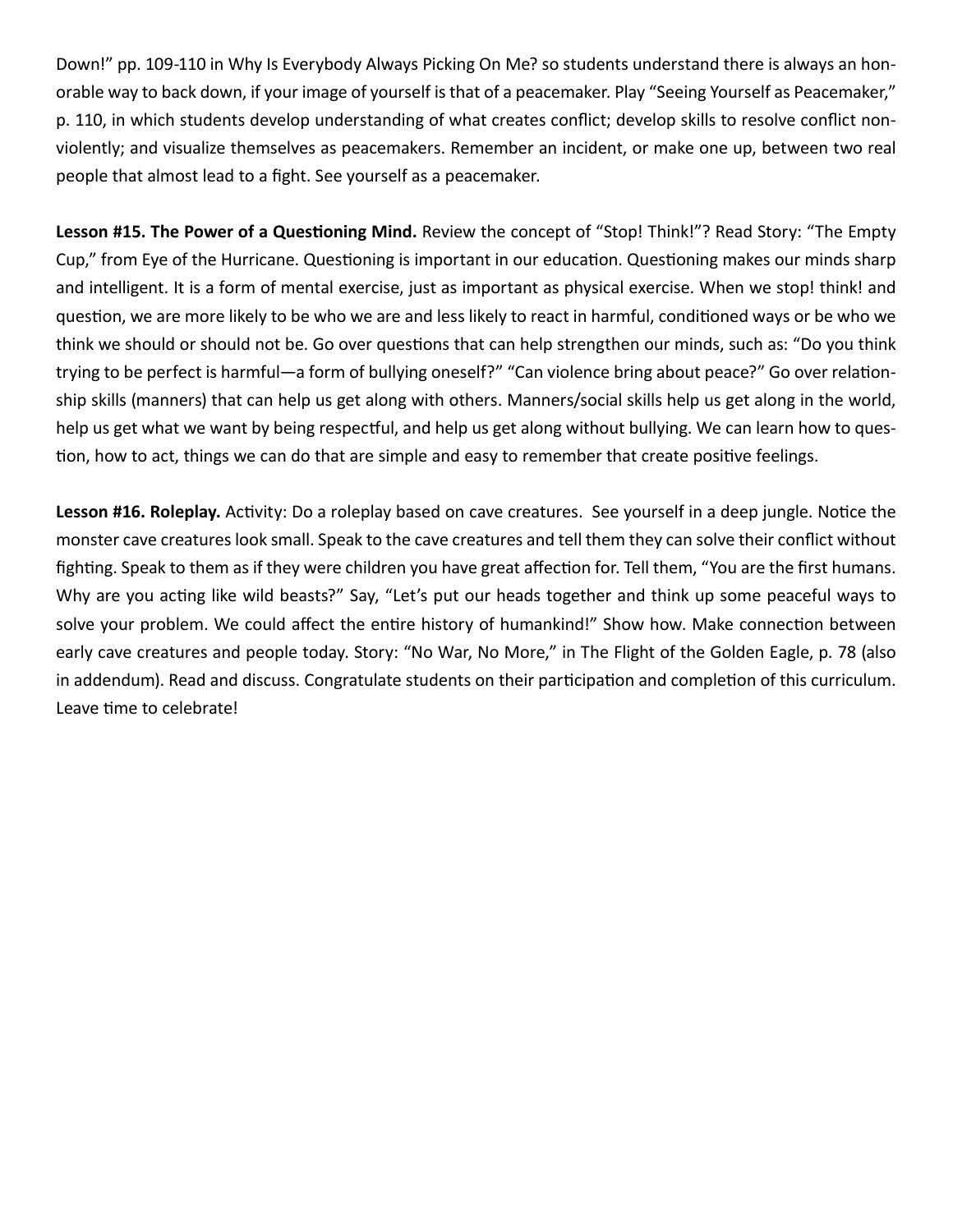Down!" pp. 109-110 in Why Is Everybody Always Picking On Me? so students understand there is always an honorable way to back down, if your image of yourself is that of a peacemaker. Play "Seeing Yourself as Peacemaker," p. 110, in which students develop understanding of what creates conflict; develop skills to resolve conflict nonviolently; and visualize themselves as peacemakers. Remember an incident, or make one up, between two real people that almost lead to a fight. See yourself as a peacemaker.

**Lesson #15. The Power of a Questioning Mind.** Review the concept of "Stop! Think!"? Read Story: "The Empty Cup," from Eye of the Hurricane. Questioning is important in our education. Questioning makes our minds sharp and intelligent. It is a form of mental exercise, just as important as physical exercise. When we stop! think! and question, we are more likely to be who we are and less likely to react in harmful, conditioned ways or be who we think we should or should not be. Go over questions that can help strengthen our minds, such as: "Do you think trying to be perfect is harmful—a form of bullying oneself?" "Can violence bring about peace?" Go over relationship skills (manners) that can help us get along with others. Manners/social skills help us get along in the world, help us get what we want by being respectful, and help us get along without bullying. We can learn how to question, how to act, things we can do that are simple and easy to remember that create positive feelings.

**Lesson #16. Roleplay.** Activity: Do a roleplay based on cave creatures. See yourself in a deep jungle. Notice the monster cave creatures look small. Speak to the cave creatures and tell them they can solve their conflict without fighting. Speak to them as if they were children you have great affection for. Tell them, "You are the first humans. Why are you acting like wild beasts?" Say, "Let's put our heads together and think up some peaceful ways to solve your problem. We could affect the entire history of humankind!" Show how. Make connection between early cave creatures and people today. Story: "No War, No More," in The Flight of the Golden Eagle, p. 78 (also in addendum). Read and discuss. Congratulate students on their participation and completion of this curriculum. Leave time to celebrate!